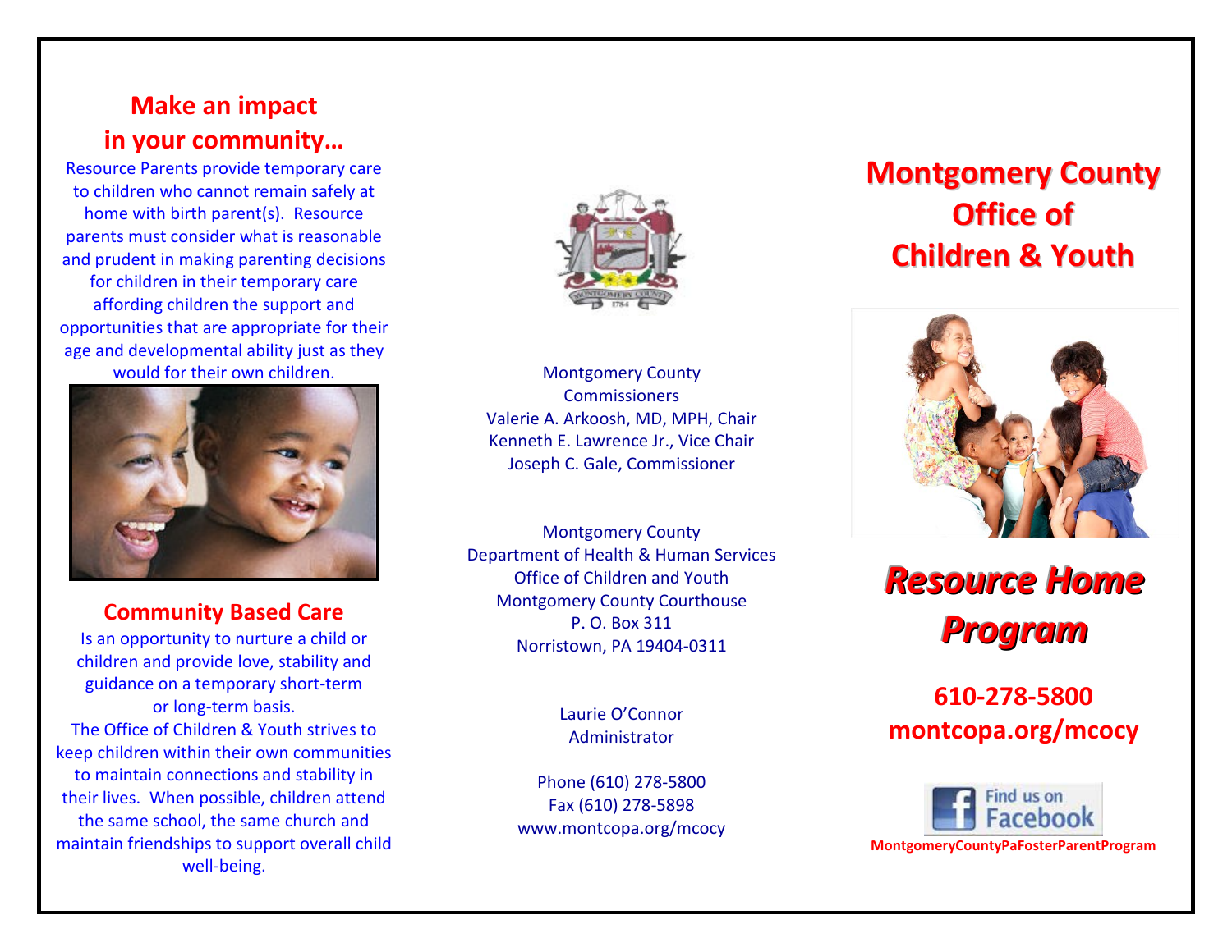## Make an impact in your community…

Resource Parents provide temporary care to children who cannot remain safely at home with birth parent(s). Resource parents must consider what is reasonable and prudent in making parenting decisions for children in their temporary care affording children the support and opportunities that are appropriate for their age and developmental ability just as they would for their own children.

## Community Based Care

Is an opportunity to nurture a child or children and provide love, stability and guidance on a temporary short-term or long-term basis.

The Office of Children & Youth strives to keep children within their own communities to maintain connections and stability in their lives. When possible, children attend the same school, the same church and maintain friendships to support overall child well-being.

Montgomery County Commissioners
Valerie A. Arkoosh, MD, MPH, Chair
Kenneth E. Lawrence Jr., Vice Chair
Joseph C. Gale, Commissioner

Montgomery County
Department of Health & Human Services
Office of Children and Youth
Montgomery County Courthouse
P. O. Box 311
Norristown, PA 19404-0311

Laurie O'Connor
Administrator

Phone (610) 278-5800
Fax (610) 278-5898
www.montcopa.org/mcocy

# Montgomery County Office of Children & Youth

## *Resource Home Program*

**610-278-5800**
**montcopa.org/mcocy**

Find us on Facebook

**MontgomeryCountyPaFosterParentProgram**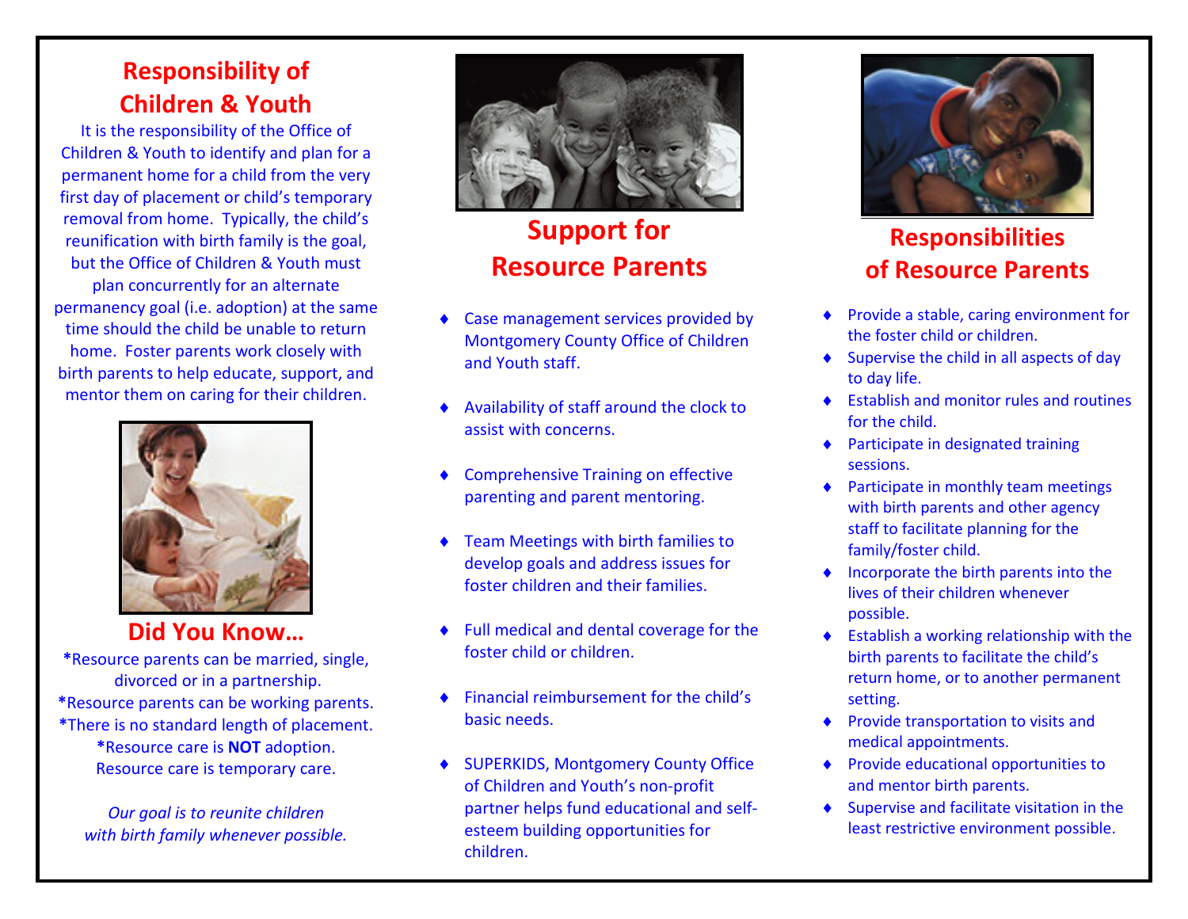## Responsibility of Children & Youth

It is the responsibility of the Office of Children & Youth to identify and plan for a permanent home for a child from the very first day of placement or child's temporary removal from home. Typically, the child's reunification with birth family is the goal, but the Office of Children & Youth must plan concurrently for an alternate permanency goal (i.e. adoption) at the same time should the child be unable to return home. Foster parents work closely with birth parents to help educate, support, and mentor them on caring for their children.

## Did You Know…

*Resource parents can be married, single, divorced or in a partnership.
*Resource parents can be working parents.
*There is no standard length of placement.
*Resource care is **NOT** adoption. Resource care is temporary care.

*Our goal is to reunite children with birth family whenever possible.*

## Support for Resource Parents

- Case management services provided by Montgomery County Office of Children and Youth staff.
- Availability of staff around the clock to assist with concerns.
- Comprehensive Training on effective parenting and parent mentoring.
- Team Meetings with birth families to develop goals and address issues for foster children and their families.
- Full medical and dental coverage for the foster child or children.
- Financial reimbursement for the child's basic needs.
- SUPERKIDS, Montgomery County Office of Children and Youth's non-profit partner helps fund educational and self-esteem building opportunities for children.

## Responsibilities of Resource Parents

- Provide a stable, caring environment for the foster child or children.
- Supervise the child in all aspects of day to day life.
- Establish and monitor rules and routines for the child.
- Participate in designated training sessions.
- Participate in monthly team meetings with birth parents and other agency staff to facilitate planning for the family/foster child.
- Incorporate the birth parents into the lives of their children whenever possible.
- Establish a working relationship with the birth parents to facilitate the child's return home, or to another permanent setting.
- Provide transportation to visits and medical appointments.
- Provide educational opportunities to and mentor birth parents.
- Supervise and facilitate visitation in the least restrictive environment possible.